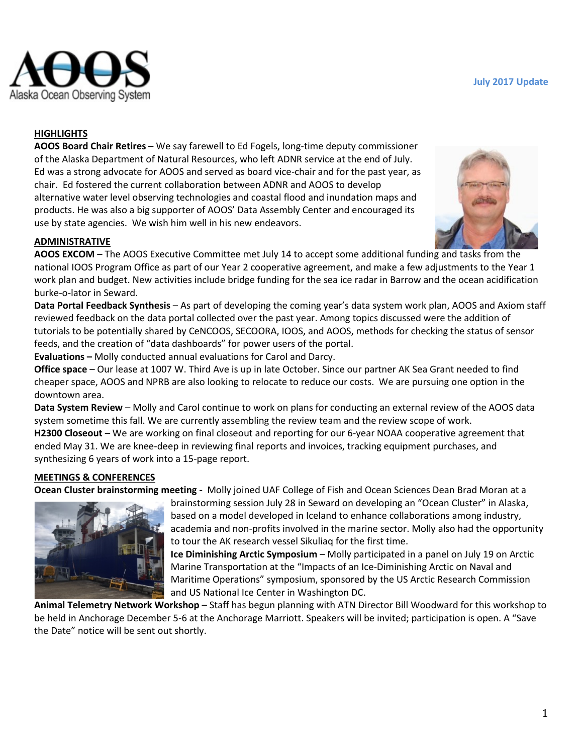AOOS
Alaska Ocean Observing System

**July 2017 Update**

## HIGHLIGHTS

**AOOS Board Chair Retires** – We say farewell to Ed Fogels, long-time deputy commissioner of the Alaska Department of Natural Resources, who left ADNR service at the end of July. Ed was a strong advocate for AOOS and served as board vice-chair and for the past year, as chair. Ed fostered the current collaboration between ADNR and AOOS to develop alternative water level observing technologies and coastal flood and inundation maps and products. He was also a big supporter of AOOS' Data Assembly Center and encouraged its use by state agencies. We wish him well in his new endeavors.

## ADMINISTRATIVE

**AOOS EXCOM** – The AOOS Executive Committee met July 14 to accept some additional funding and tasks from the national IOOS Program Office as part of our Year 2 cooperative agreement, and make a few adjustments to the Year 1 work plan and budget. New activities include bridge funding for the sea ice radar in Barrow and the ocean acidification burke-o-lator in Seward.

**Data Portal Feedback Synthesis** – As part of developing the coming year's data system work plan, AOOS and Axiom staff reviewed feedback on the data portal collected over the past year. Among topics discussed were the addition of tutorials to be potentially shared by CeNCOOS, SECOORA, IOOS, and AOOS, methods for checking the status of sensor feeds, and the creation of "data dashboards" for power users of the portal.

**Evaluations –** Molly conducted annual evaluations for Carol and Darcy.

**Office space** – Our lease at 1007 W. Third Ave is up in late October. Since our partner AK Sea Grant needed to find cheaper space, AOOS and NPRB are also looking to relocate to reduce our costs. We are pursuing one option in the downtown area.

**Data System Review** – Molly and Carol continue to work on plans for conducting an external review of the AOOS data system sometime this fall. We are currently assembling the review team and the review scope of work.

**H2300 Closeout** – We are working on final closeout and reporting for our 6-year NOAA cooperative agreement that ended May 31. We are knee-deep in reviewing final reports and invoices, tracking equipment purchases, and synthesizing 6 years of work into a 15-page report.

## MEETINGS & CONFERENCES

**Ocean Cluster brainstorming meeting -** Molly joined UAF College of Fish and Ocean Sciences Dean Brad Moran at a brainstorming session July 28 in Seward on developing an "Ocean Cluster" in Alaska, based on a model developed in Iceland to enhance collaborations among industry, academia and non-profits involved in the marine sector. Molly also had the opportunity to tour the AK research vessel Sikuliaq for the first time.

**Ice Diminishing Arctic Symposium** – Molly participated in a panel on July 19 on Arctic Marine Transportation at the "Impacts of an Ice-Diminishing Arctic on Naval and Maritime Operations" symposium, sponsored by the US Arctic Research Commission and US National Ice Center in Washington DC.

**Animal Telemetry Network Workshop** – Staff has begun planning with ATN Director Bill Woodward for this workshop to be held in Anchorage December 5-6 at the Anchorage Marriott. Speakers will be invited; participation is open. A "Save the Date" notice will be sent out shortly.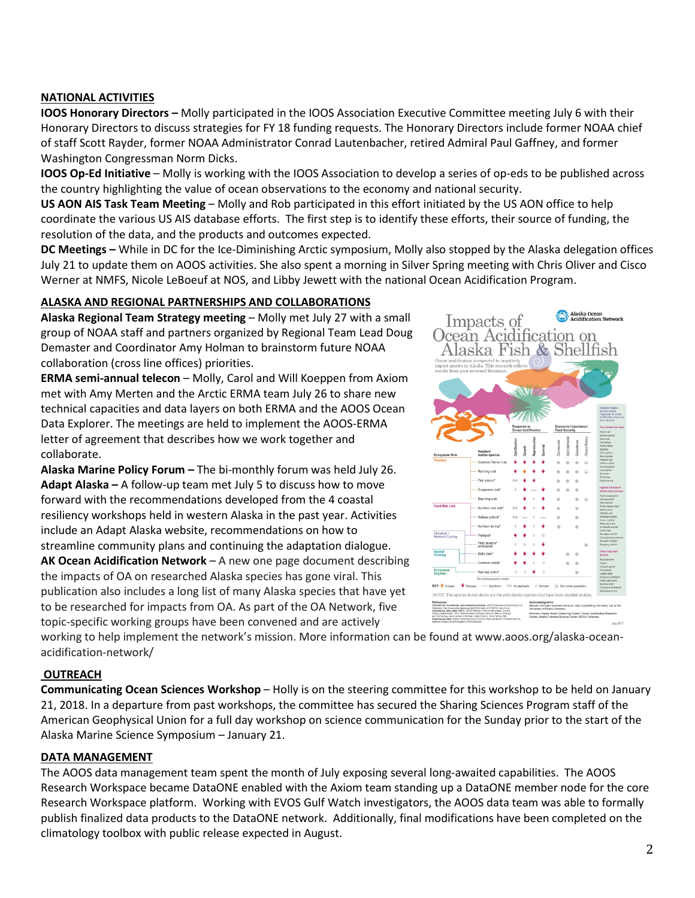## NATIONAL ACTIVITIES

**IOOS Honorary Directors –** Molly participated in the IOOS Association Executive Committee meeting July 6 with their Honorary Directors to discuss strategies for FY 18 funding requests. The Honorary Directors include former NOAA chief of staff Scott Rayder, former NOAA Administrator Conrad Lautenbacher, retired Admiral Paul Gaffney, and former Washington Congressman Norm Dicks.

**IOOS Op-Ed Initiative** – Molly is working with the IOOS Association to develop a series of op-eds to be published across the country highlighting the value of ocean observations to the economy and national security.

**US AON AIS Task Team Meeting** – Molly and Rob participated in this effort initiated by the US AON office to help coordinate the various US AIS database efforts. The first step is to identify these efforts, their source of funding, the resolution of the data, and the products and outcomes expected.

**DC Meetings –** While in DC for the Ice-Diminishing Arctic symposium, Molly also stopped by the Alaska delegation offices July 21 to update them on AOOS activities. She also spent a morning in Silver Spring meeting with Chris Oliver and Cisco Werner at NMFS, Nicole LeBoeuf at NOS, and Libby Jewett with the national Ocean Acidification Program.

## ALASKA AND REGIONAL PARTNERSHIPS AND COLLABORATIONS

**Alaska Regional Team Strategy meeting** – Molly met July 27 with a small group of NOAA staff and partners organized by Regional Team Lead Doug Demaster and Coordinator Amy Holman to brainstorm future NOAA collaboration (cross line offices) priorities.

**ERMA semi-annual telecon** – Molly, Carol and Will Koeppen from Axiom met with Amy Merten and the Arctic ERMA team July 26 to share new technical capacities and data layers on both ERMA and the AOOS Ocean Data Explorer. The meetings are held to implement the AOOS-ERMA letter of agreement that describes how we work together and collaborate.

**Alaska Marine Policy Forum –** The bi-monthly forum was held July 26.

**Adapt Alaska –** A follow-up team met July 5 to discuss how to move forward with the recommendations developed from the 4 coastal resiliency workshops held in western Alaska in the past year. Activities include an Adapt Alaska website, recommendations on how to streamline community plans and continuing the adaptation dialogue.

**AK Ocean Acidification Network** – A new one page document describing the impacts of OA on researched Alaska species has gone viral. This publication also includes a long list of many Alaska species that have yet to be researched for impacts from OA. As part of the OA Network, five topic-specific working groups have been convened and are actively working to help implement the network's mission. More information can be found at www.aoos.org/alaska-ocean-acidification-network/

## OUTREACH

**Communicating Ocean Sciences Workshop** – Holly is on the steering committee for this workshop to be held on January 21, 2018. In a departure from past workshops, the committee has secured the Sharing Sciences Program staff of the American Geophysical Union for a full day workshop on science communication for the Sunday prior to the start of the Alaska Marine Science Symposium – January 21.

## DATA MANAGEMENT

The AOOS data management team spent the month of July exposing several long-awaited capabilities. The AOOS Research Workspace became DataONE enabled with the Axiom team standing up a DataONE member node for the core Research Workspace platform. Working with EVOS Gulf Watch investigators, the AOOS data team was able to formally publish finalized data products to the DataONE network. Additionally, final modifications have been completed on the climatology toolbox with public release expected in August.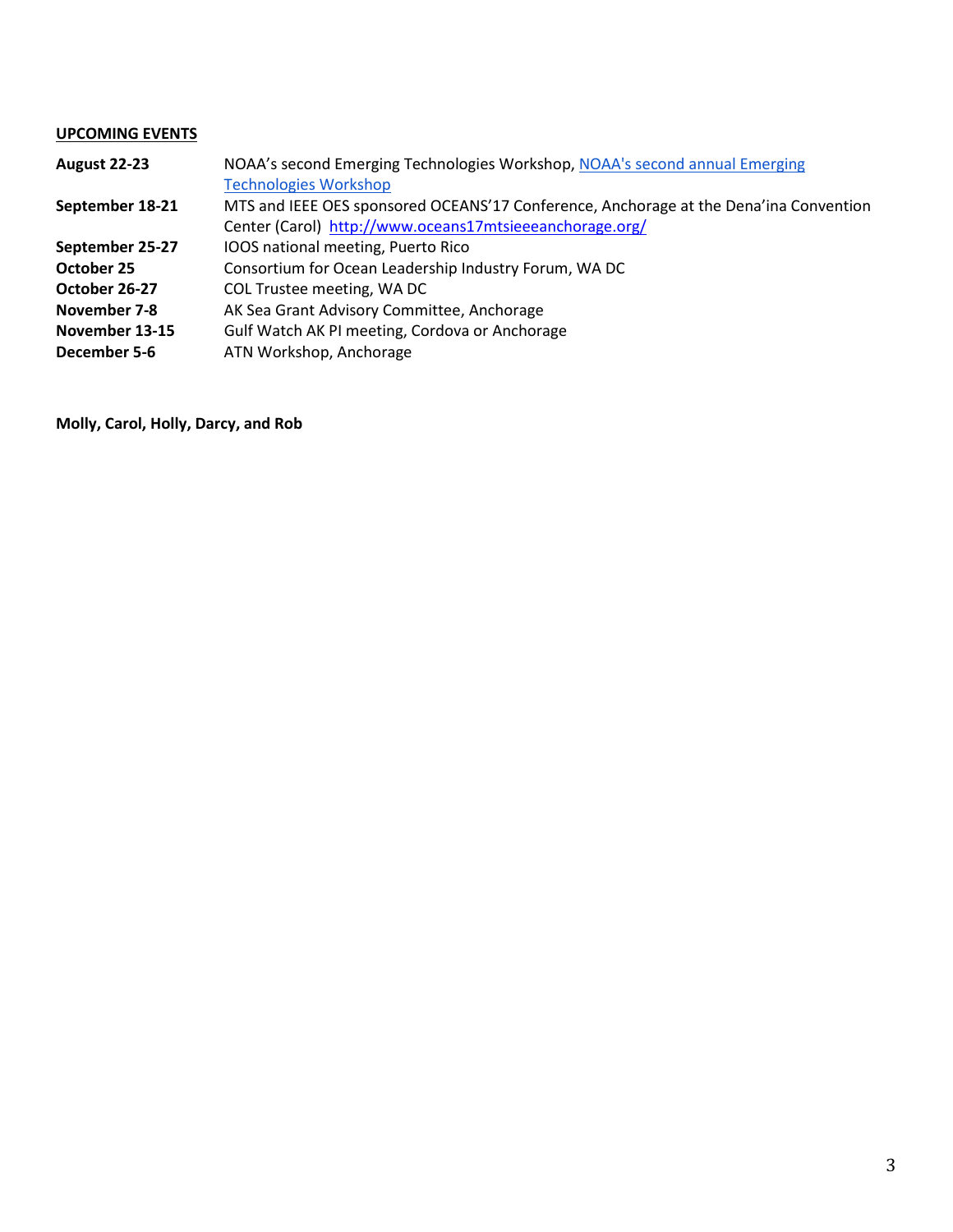**UPCOMING EVENTS**

| | |
|---|---|
| **August 22-23** | NOAA's second Emerging Technologies Workshop, [NOAA's second annual Emerging Technologies Workshop]() |
| **September 18-21** | MTS and IEEE OES sponsored OCEANS'17 Conference, Anchorage at the Dena'ina Convention Center (Carol) [http://www.oceans17mtsieeeanchorage.org/](http://www.oceans17mtsieeeanchorage.org/) |
| **September 25-27** | IOOS national meeting, Puerto Rico |
| **October 25** | Consortium for Ocean Leadership Industry Forum, WA DC |
| **October 26-27** | COL Trustee meeting, WA DC |
| **November 7-8** | AK Sea Grant Advisory Committee, Anchorage |
| **November 13-15** | Gulf Watch AK PI meeting, Cordova or Anchorage |
| **December 5-6** | ATN Workshop, Anchorage |

**Molly, Carol, Holly, Darcy, and Rob**